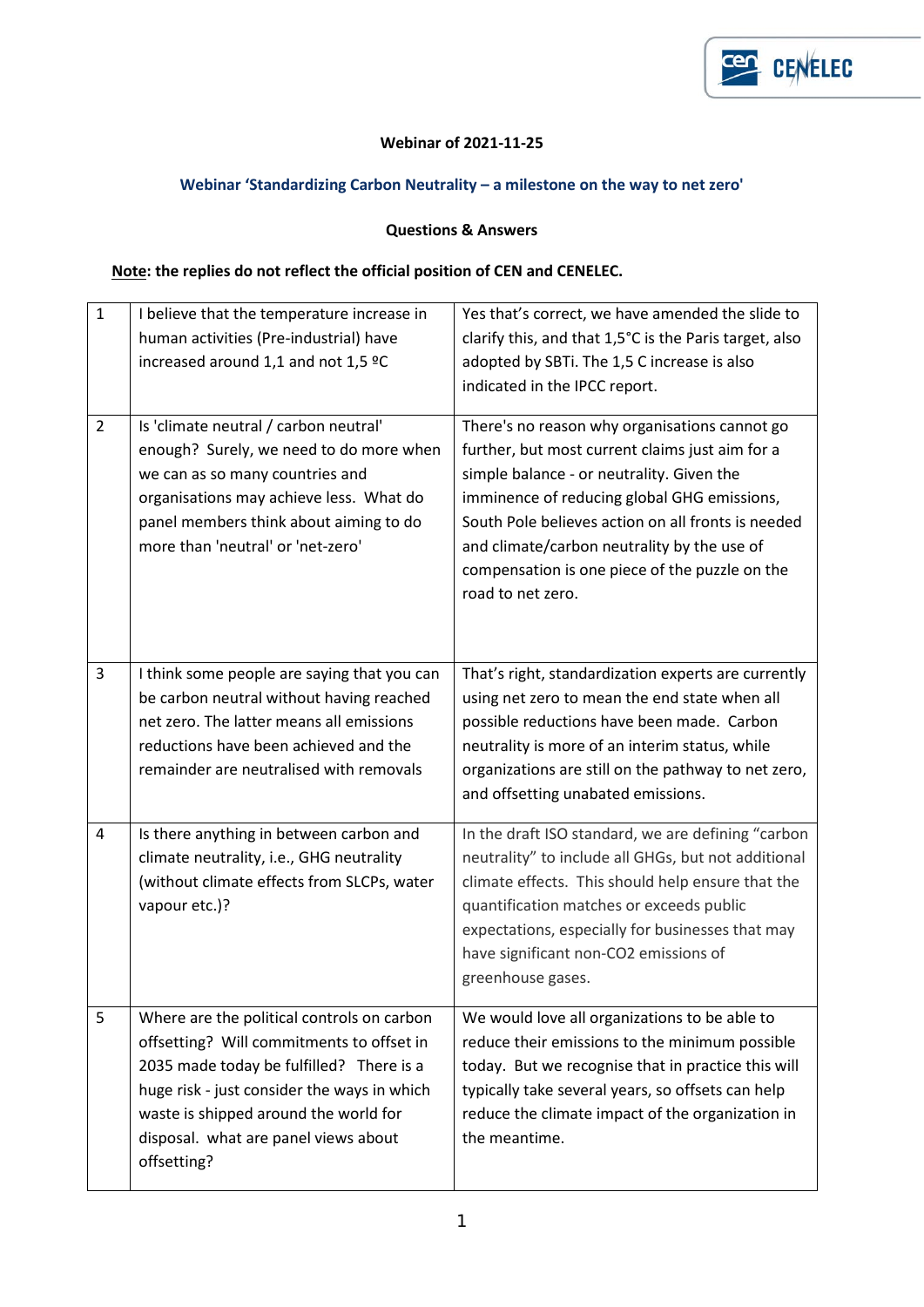**Webinar of 2021-11-25**

**Webinar 'Standardizing Carbon Neutrality – a milestone on the way to net zero'**

**Questions & Answers**

**Note: the replies do not reflect the official position of CEN and CENELEC.**

| | | |
|---|---|---|
| 1 | I believe that the temperature increase in human activities (Pre-industrial) have increased around 1,1 and not 1,5 ºC | Yes that's correct, we have amended the slide to clarify this, and that 1,5°C is the Paris target, also adopted by SBTi. The 1,5 C increase is also indicated in the IPCC report. |
| 2 | Is 'climate neutral / carbon neutral' enough? Surely, we need to do more when we can as so many countries and organisations may achieve less. What do panel members think about aiming to do more than 'neutral' or 'net-zero' | There's no reason why organisations cannot go further, but most current claims just aim for a simple balance - or neutrality. Given the imminence of reducing global GHG emissions, South Pole believes action on all fronts is needed and climate/carbon neutrality by the use of compensation is one piece of the puzzle on the road to net zero. |
| 3 | I think some people are saying that you can be carbon neutral without having reached net zero. The latter means all emissions reductions have been achieved and the remainder are neutralised with removals | That's right, standardization experts are currently using net zero to mean the end state when all possible reductions have been made. Carbon neutrality is more of an interim status, while organizations are still on the pathway to net zero, and offsetting unabated emissions. |
| 4 | Is there anything in between carbon and climate neutrality, i.e., GHG neutrality (without climate effects from SLCPs, water vapour etc.)? | In the draft ISO standard, we are defining "carbon neutrality" to include all GHGs, but not additional climate effects. This should help ensure that the quantification matches or exceeds public expectations, especially for businesses that may have significant non-CO2 emissions of greenhouse gases. |
| 5 | Where are the political controls on carbon offsetting? Will commitments to offset in 2035 made today be fulfilled? There is a huge risk - just consider the ways in which waste is shipped around the world for disposal. what are panel views about offsetting? | We would love all organizations to be able to reduce their emissions to the minimum possible today. But we recognise that in practice this will typically take several years, so offsets can help reduce the climate impact of the organization in the meantime. |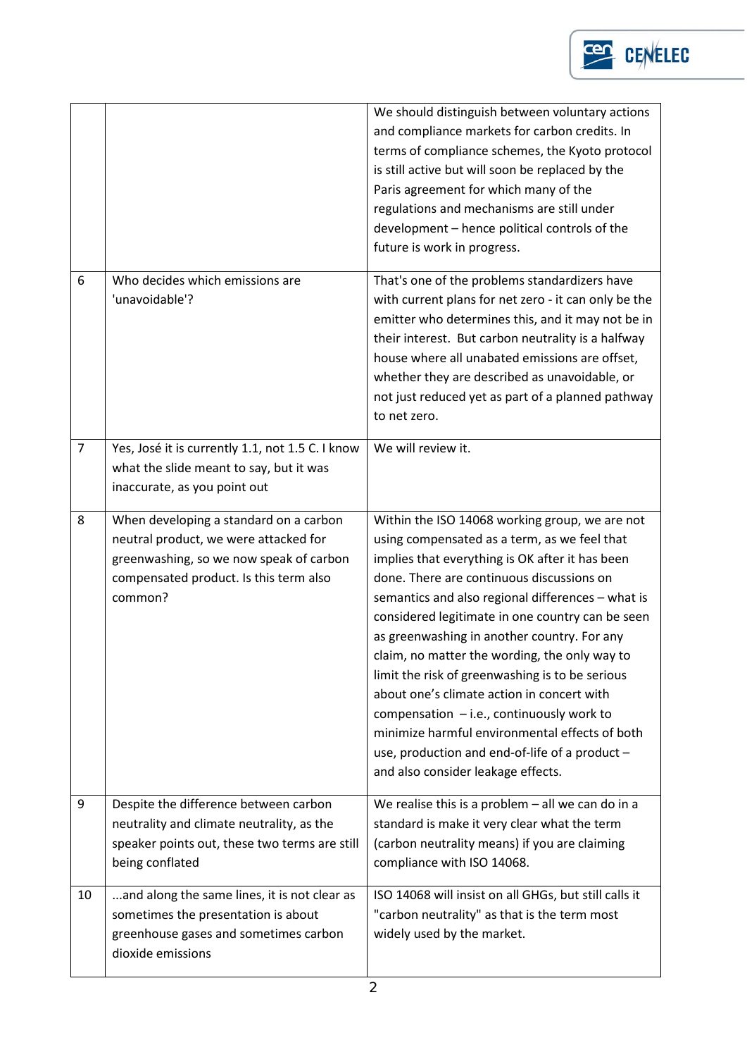| | | |
|---|---|---|
| | | We should distinguish between voluntary actions and compliance markets for carbon credits. In terms of compliance schemes, the Kyoto protocol is still active but will soon be replaced by the Paris agreement for which many of the regulations and mechanisms are still under development – hence political controls of the future is work in progress. |
| 6 | Who decides which emissions are 'unavoidable'? | That's one of the problems standardizers have with current plans for net zero - it can only be the emitter who determines this, and it may not be in their interest. But carbon neutrality is a halfway house where all unabated emissions are offset, whether they are described as unavoidable, or not just reduced yet as part of a planned pathway to net zero. |
| 7 | Yes, José it is currently 1.1, not 1.5 C. I know what the slide meant to say, but it was inaccurate, as you point out | We will review it. |
| 8 | When developing a standard on a carbon neutral product, we were attacked for greenwashing, so we now speak of carbon compensated product. Is this term also common? | Within the ISO 14068 working group, we are not using compensated as a term, as we feel that implies that everything is OK after it has been done. There are continuous discussions on semantics and also regional differences – what is considered legitimate in one country can be seen as greenwashing in another country. For any claim, no matter the wording, the only way to limit the risk of greenwashing is to be serious about one's climate action in concert with compensation – i.e., continuously work to minimize harmful environmental effects of both use, production and end-of-life of a product – and also consider leakage effects. |
| 9 | Despite the difference between carbon neutrality and climate neutrality, as the speaker points out, these two terms are still being conflated | We realise this is a problem – all we can do in a standard is make it very clear what the term (carbon neutrality means) if you are claiming compliance with ISO 14068. |
| 10 | ...and along the same lines, it is not clear as sometimes the presentation is about greenhouse gases and sometimes carbon dioxide emissions | ISO 14068 will insist on all GHGs, but still calls it "carbon neutrality" as that is the term most widely used by the market. |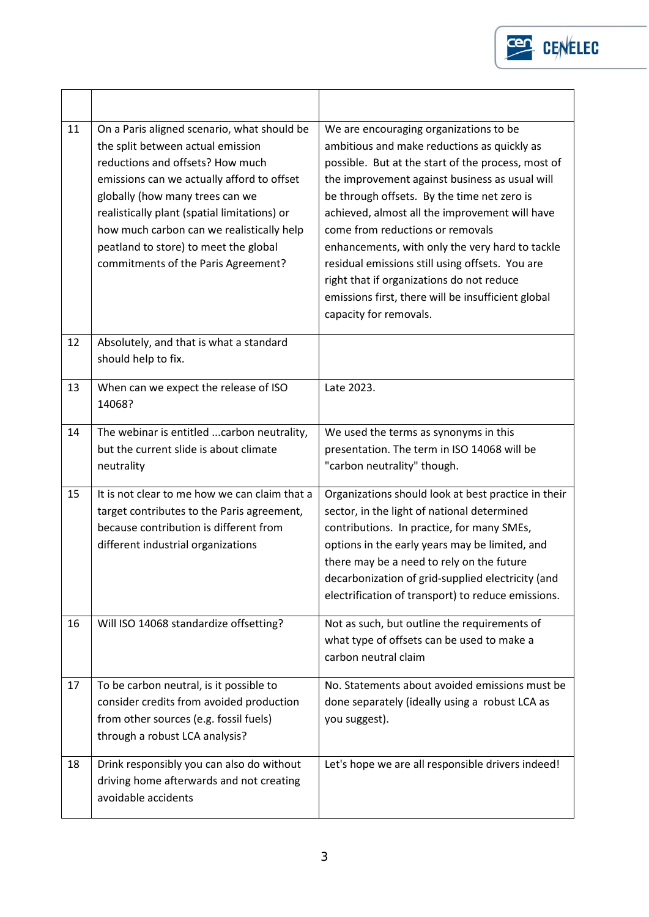| | | |
|---|---|---|
| 11 | On a Paris aligned scenario, what should be the split between actual emission reductions and offsets? How much emissions can we actually afford to offset globally (how many trees can we realistically plant (spatial limitations) or how much carbon can we realistically help peatland to store) to meet the global commitments of the Paris Agreement? | We are encouraging organizations to be ambitious and make reductions as quickly as possible. But at the start of the process, most of the improvement against business as usual will be through offsets. By the time net zero is achieved, almost all the improvement will have come from reductions or removals enhancements, with only the very hard to tackle residual emissions still using offsets. You are right that if organizations do not reduce emissions first, there will be insufficient global capacity for removals. |
| 12 | Absolutely, and that is what a standard should help to fix. | |
| 13 | When can we expect the release of ISO 14068? | Late 2023. |
| 14 | The webinar is entitled ...carbon neutrality, but the current slide is about climate neutrality | We used the terms as synonyms in this presentation. The term in ISO 14068 will be "carbon neutrality" though. |
| 15 | It is not clear to me how we can claim that a target contributes to the Paris agreement, because contribution is different from different industrial organizations | Organizations should look at best practice in their sector, in the light of national determined contributions. In practice, for many SMEs, options in the early years may be limited, and there may be a need to rely on the future decarbonization of grid-supplied electricity (and electrification of transport) to reduce emissions. |
| 16 | Will ISO 14068 standardize offsetting? | Not as such, but outline the requirements of what type of offsets can be used to make a carbon neutral claim |
| 17 | To be carbon neutral, is it possible to consider credits from avoided production from other sources (e.g. fossil fuels) through a robust LCA analysis? | No. Statements about avoided emissions must be done separately (ideally using a robust LCA as you suggest). |
| 18 | Drink responsibly you can also do without driving home afterwards and not creating avoidable accidents | Let's hope we are all responsible drivers indeed! |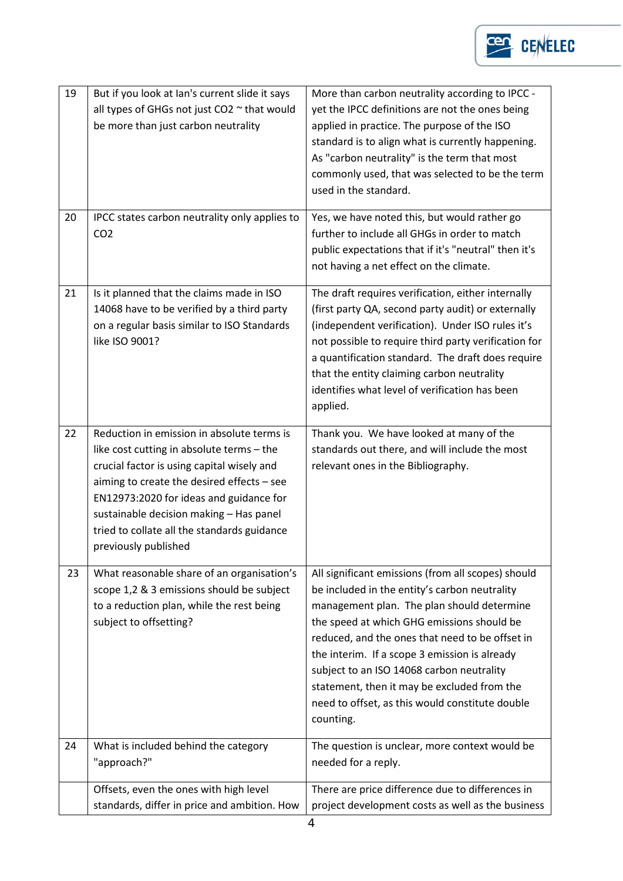| | | |
|---|---|---|
| 19 | But if you look at Ian's current slide it says all types of GHGs not just $CO_2$ ~ that would be more than just carbon neutrality | More than carbon neutrality according to IPCC - yet the IPCC definitions are not the ones being applied in practice. The purpose of the ISO standard is to align what is currently happening. As "carbon neutrality" is the term that most commonly used, that was selected to be the term used in the standard. |
| 20 | IPCC states carbon neutrality only applies to $CO_2$ | Yes, we have noted this, but would rather go further to include all GHGs in order to match public expectations that if it's "neutral" then it's not having a net effect on the climate. |
| 21 | Is it planned that the claims made in ISO 14068 have to be verified by a third party on a regular basis similar to ISO Standards like ISO 9001? | The draft requires verification, either internally (first party QA, second party audit) or externally (independent verification). Under ISO rules it's not possible to require third party verification for a quantification standard. The draft does require that the entity claiming carbon neutrality identifies what level of verification has been applied. |
| 22 | Reduction in emission in absolute terms is like cost cutting in absolute terms – the crucial factor is using capital wisely and aiming to create the desired effects – see EN12973:2020 for ideas and guidance for sustainable decision making – Has panel tried to collate all the standards guidance previously published | Thank you. We have looked at many of the standards out there, and will include the most relevant ones in the Bibliography. |
| 23 | What reasonable share of an organisation's scope 1,2 & 3 emissions should be subject to a reduction plan, while the rest being subject to offsetting? | All significant emissions (from all scopes) should be included in the entity's carbon neutrality management plan. The plan should determine the speed at which GHG emissions should be reduced, and the ones that need to be offset in the interim. If a scope 3 emission is already subject to an ISO 14068 carbon neutrality statement, then it may be excluded from the need to offset, as this would constitute double counting. |
| 24 | What is included behind the category "approach?" | The question is unclear, more context would be needed for a reply. |
| | Offsets, even the ones with high level standards, differ in price and ambition. How | There are price difference due to differences in project development costs as well as the business |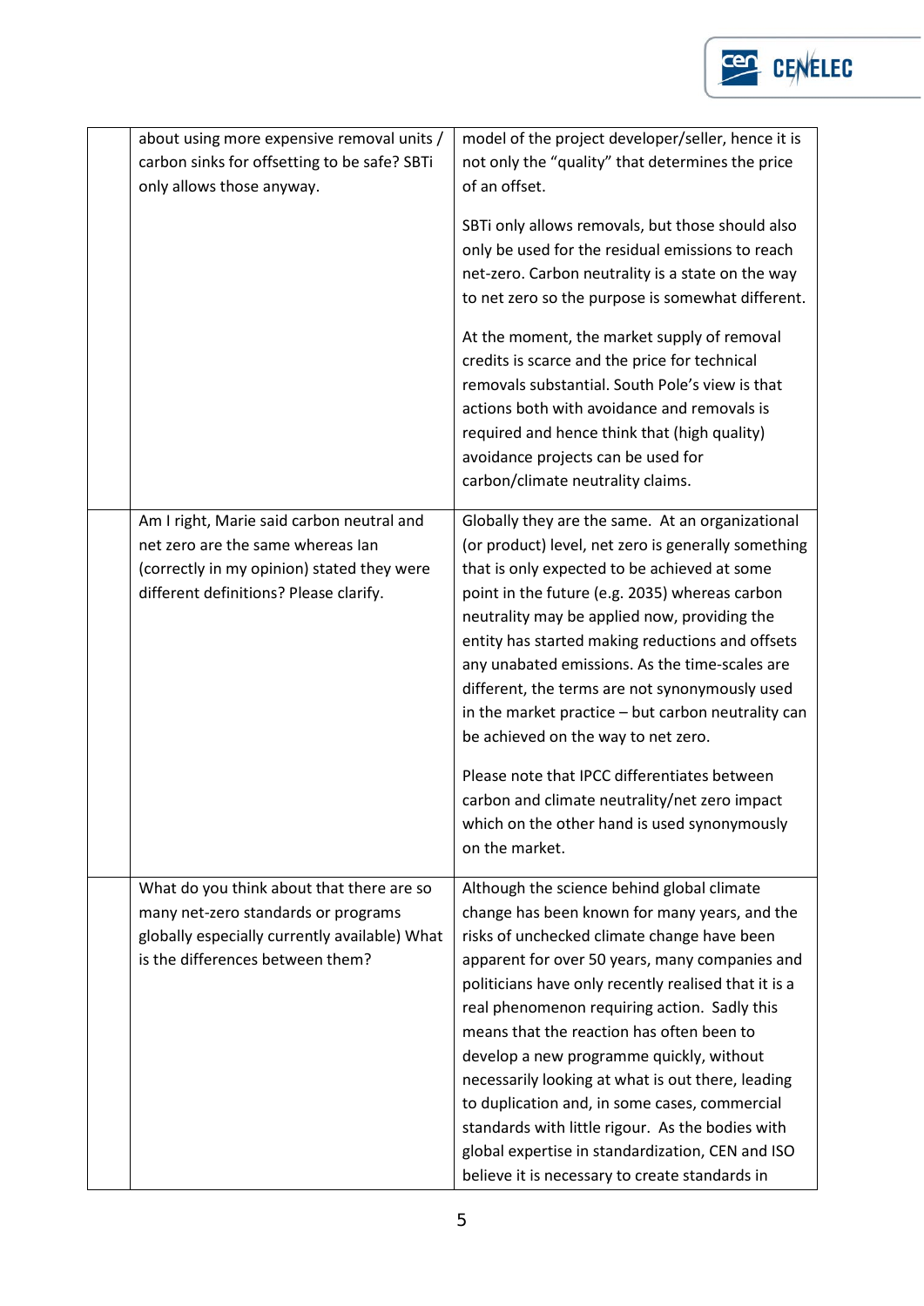| | | |
|---|---|---|
| | about using more expensive removal units / carbon sinks for offsetting to be safe? SBTi only allows those anyway. | model of the project developer/seller, hence it is not only the "quality" that determines the price of an offset.<br><br>SBTi only allows removals, but those should also only be used for the residual emissions to reach net-zero. Carbon neutrality is a state on the way to net zero so the purpose is somewhat different.<br><br>At the moment, the market supply of removal credits is scarce and the price for technical removals substantial. South Pole's view is that actions both with avoidance and removals is required and hence think that (high quality) avoidance projects can be used for carbon/climate neutrality claims. |
| | Am I right, Marie said carbon neutral and net zero are the same whereas Ian (correctly in my opinion) stated they were different definitions? Please clarify. | Globally they are the same. At an organizational (or product) level, net zero is generally something that is only expected to be achieved at some point in the future (e.g. 2035) whereas carbon neutrality may be applied now, providing the entity has started making reductions and offsets any unabated emissions. As the time-scales are different, the terms are not synonymously used in the market practice – but carbon neutrality can be achieved on the way to net zero.<br><br>Please note that IPCC differentiates between carbon and climate neutrality/net zero impact which on the other hand is used synonymously on the market. |
| | What do you think about that there are so many net-zero standards or programs globally especially currently available) What is the differences between them? | Although the science behind global climate change has been known for many years, and the risks of unchecked climate change have been apparent for over 50 years, many companies and politicians have only recently realised that it is a real phenomenon requiring action. Sadly this means that the reaction has often been to develop a new programme quickly, without necessarily looking at what is out there, leading to duplication and, in some cases, commercial standards with little rigour. As the bodies with global expertise in standardization, CEN and ISO believe it is necessary to create standards in |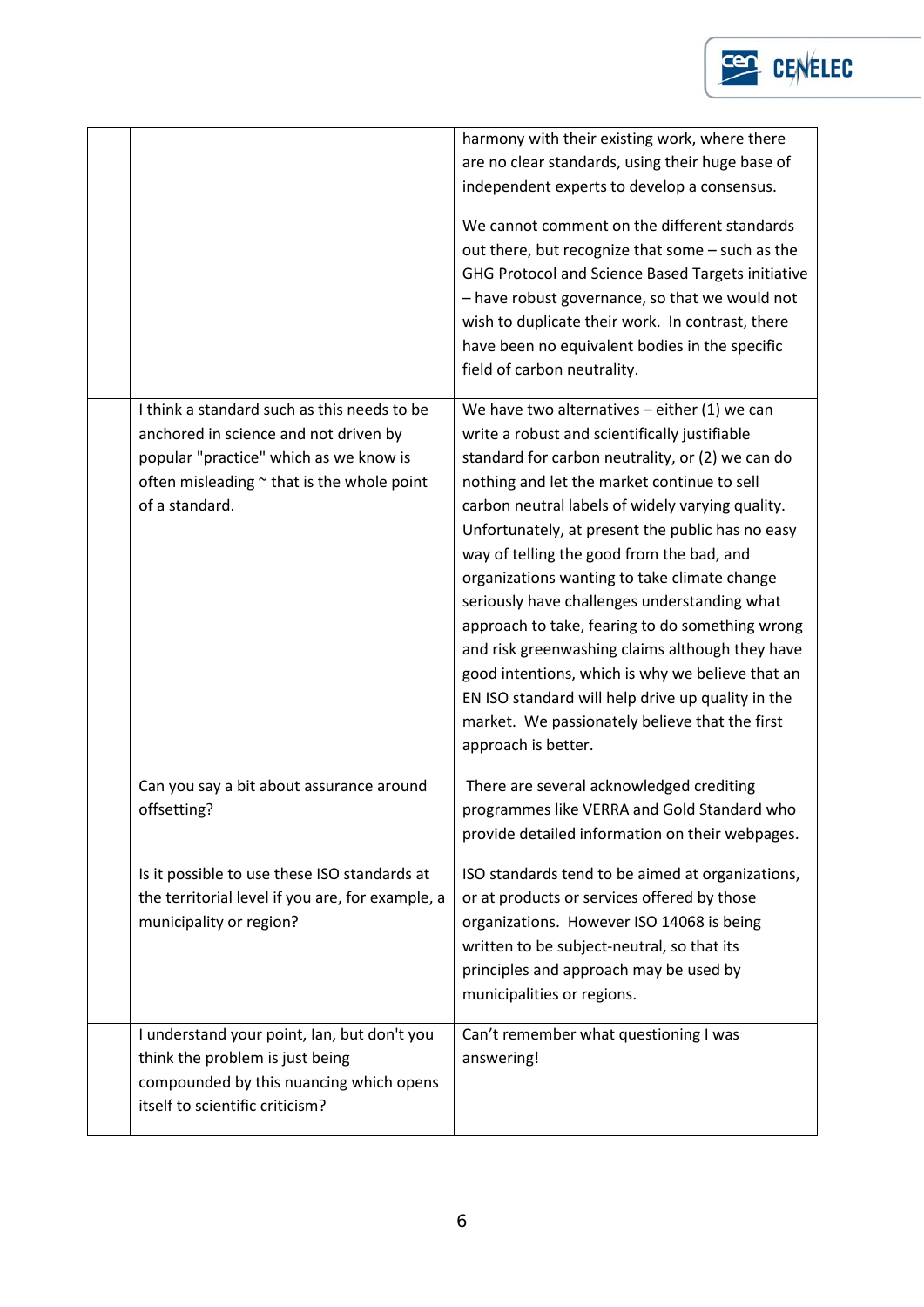| | | |
|---|---|---|
| | | harmony with their existing work, where there are no clear standards, using their huge base of independent experts to develop a consensus.<br><br>We cannot comment on the different standards out there, but recognize that some – such as the GHG Protocol and Science Based Targets initiative – have robust governance, so that we would not wish to duplicate their work. In contrast, there have been no equivalent bodies in the specific field of carbon neutrality. |
| | I think a standard such as this needs to be anchored in science and not driven by popular "practice" which as we know is often misleading ~ that is the whole point of a standard. | We have two alternatives – either (1) we can write a robust and scientifically justifiable standard for carbon neutrality, or (2) we can do nothing and let the market continue to sell carbon neutral labels of widely varying quality. Unfortunately, at present the public has no easy way of telling the good from the bad, and organizations wanting to take climate change seriously have challenges understanding what approach to take, fearing to do something wrong and risk greenwashing claims although they have good intentions, which is why we believe that an EN ISO standard will help drive up quality in the market. We passionately believe that the first approach is better. |
| | Can you say a bit about assurance around offsetting? | There are several acknowledged crediting programmes like VERRA and Gold Standard who provide detailed information on their webpages. |
| | Is it possible to use these ISO standards at the territorial level if you are, for example, a municipality or region? | ISO standards tend to be aimed at organizations, or at products or services offered by those organizations. However ISO 14068 is being written to be subject-neutral, so that its principles and approach may be used by municipalities or regions. |
| | I understand your point, Ian, but don't you think the problem is just being compounded by this nuancing which opens itself to scientific criticism? | Can't remember what questioning I was answering! |